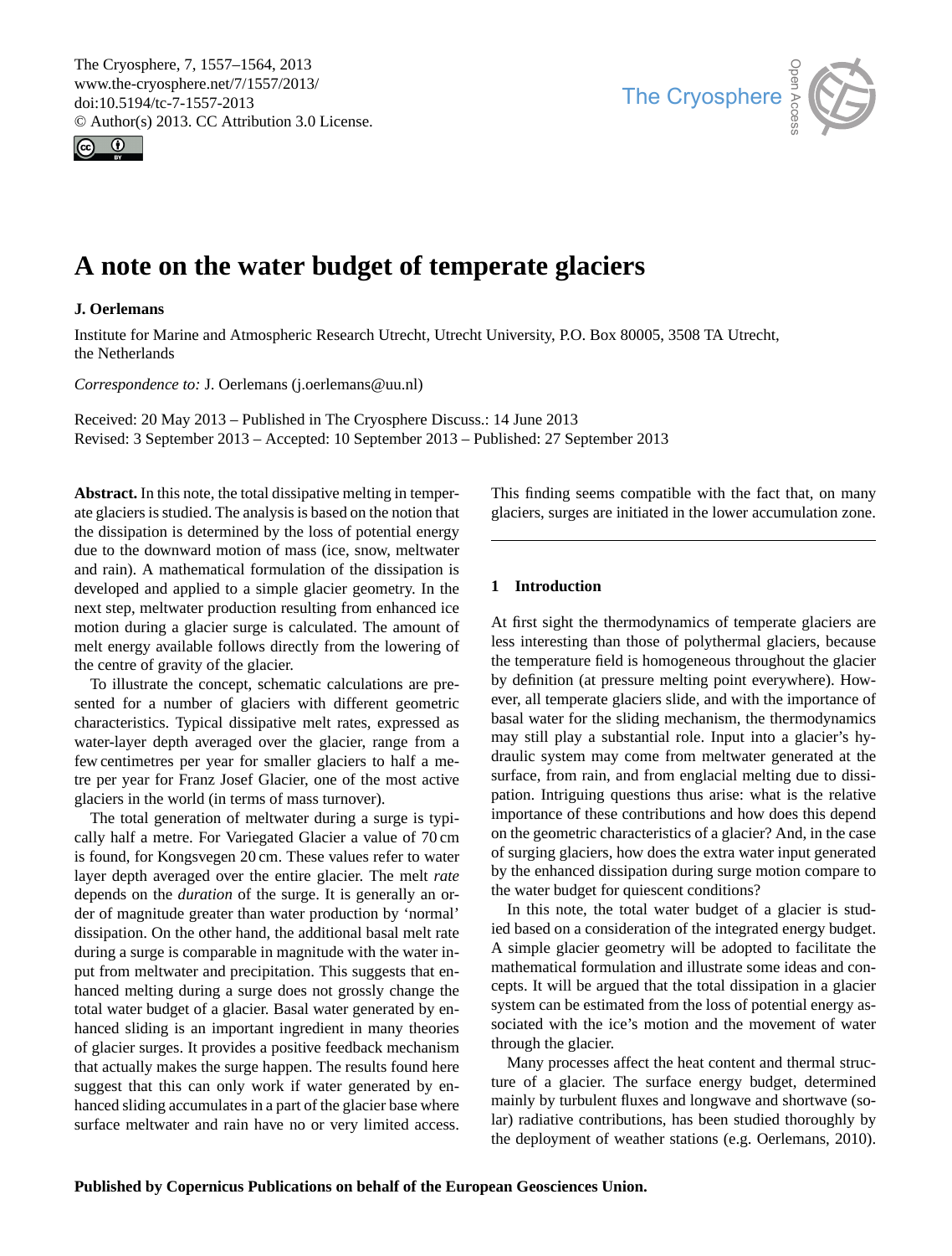# A note on the water budget of temperate glaciers

**J. Oerlemans**

Institute for Marine and Atmospheric Research Utrecht, Utrecht University, P.O. Box 80005, 3508 TA Utrecht, the Netherlands

*Correspondence to:* J. Oerlemans (j.oerlemans@uu.nl)

Received: 20 May 2013 – Published in The Cryosphere Discuss.: 14 June 2013
Revised: 3 September 2013 – Accepted: 10 September 2013 – Published: 27 September 2013

**Abstract.** In this note, the total dissipative melting in temperate glaciers is studied. The analysis is based on the notion that the dissipation is determined by the loss of potential energy due to the downward motion of mass (ice, snow, meltwater and rain). A mathematical formulation of the dissipation is developed and applied to a simple glacier geometry. In the next step, meltwater production resulting from enhanced ice motion during a glacier surge is calculated. The amount of melt energy available follows directly from the lowering of the centre of gravity of the glacier.

To illustrate the concept, schematic calculations are presented for a number of glaciers with different geometric characteristics. Typical dissipative melt rates, expressed as water-layer depth averaged over the glacier, range from a few centimetres per year for smaller glaciers to half a metre per year for Franz Josef Glacier, one of the most active glaciers in the world (in terms of mass turnover).

The total generation of meltwater during a surge is typically half a metre. For Variegated Glacier a value of 70 cm is found, for Kongsvegen 20 cm. These values refer to water layer depth averaged over the entire glacier. The melt *rate* depends on the *duration* of the surge. It is generally an order of magnitude greater than water production by 'normal' dissipation. On the other hand, the additional basal melt rate during a surge is comparable in magnitude with the water input from meltwater and precipitation. This suggests that enhanced melting during a surge does not grossly change the total water budget of a glacier. Basal water generated by enhanced sliding is an important ingredient in many theories of glacier surges. It provides a positive feedback mechanism that actually makes the surge happen. The results found here suggest that this can only work if water generated by enhanced sliding accumulates in a part of the glacier base where surface meltwater and rain have no or very limited access. This finding seems compatible with the fact that, on many glaciers, surges are initiated in the lower accumulation zone.

## 1 Introduction

At first sight the thermodynamics of temperate glaciers are less interesting than those of polythermal glaciers, because the temperature field is homogeneous throughout the glacier by definition (at pressure melting point everywhere). However, all temperate glaciers slide, and with the importance of basal water for the sliding mechanism, the thermodynamics may still play a substantial role. Input into a glacier's hydraulic system may come from meltwater generated at the surface, from rain, and from englacial melting due to dissipation. Intriguing questions thus arise: what is the relative importance of these contributions and how does this depend on the geometric characteristics of a glacier? And, in the case of surging glaciers, how does the extra water input generated by the enhanced dissipation during surge motion compare to the water budget for quiescent conditions?

In this note, the total water budget of a glacier is studied based on a consideration of the integrated energy budget. A simple glacier geometry will be adopted to facilitate the mathematical formulation and illustrate some ideas and concepts. It will be argued that the total dissipation in a glacier system can be estimated from the loss of potential energy associated with the ice's motion and the movement of water through the glacier.

Many processes affect the heat content and thermal structure of a glacier. The surface energy budget, determined mainly by turbulent fluxes and longwave and shortwave (solar) radiative contributions, has been studied thoroughly by the deployment of weather stations (e.g. Oerlemans, 2010).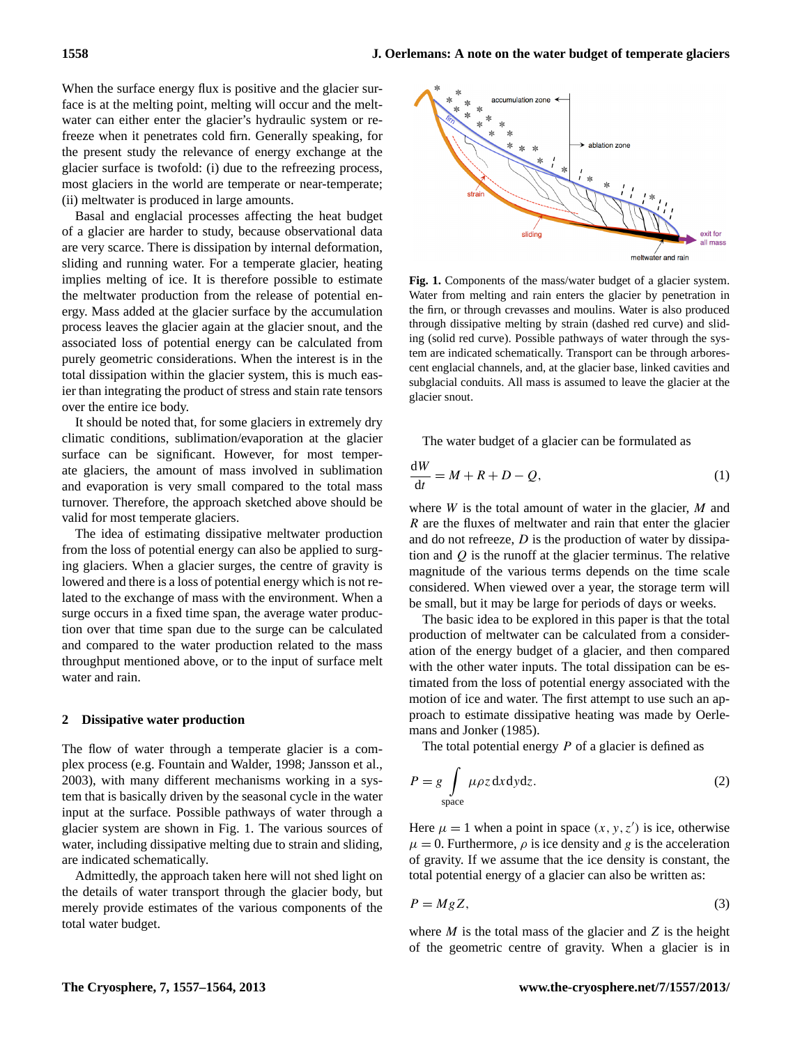When the surface energy flux is positive and the glacier surface is at the melting point, melting will occur and the meltwater can either enter the glacier's hydraulic system or refreeze when it penetrates cold firn. Generally speaking, for the present study the relevance of energy exchange at the glacier surface is twofold: (i) due to the refreezing process, most glaciers in the world are temperate or near-temperate; (ii) meltwater is produced in large amounts.

Basal and englacial processes affecting the heat budget of a glacier are harder to study, because observational data are very scarce. There is dissipation by internal deformation, sliding and running water. For a temperate glacier, heating implies melting of ice. It is therefore possible to estimate the meltwater production from the release of potential energy. Mass added at the glacier surface by the accumulation process leaves the glacier again at the glacier snout, and the associated loss of potential energy can be calculated from purely geometric considerations. When the interest is in the total dissipation within the glacier system, this is much easier than integrating the product of stress and stain rate tensors over the entire ice body.

It should be noted that, for some glaciers in extremely dry climatic conditions, sublimation/evaporation at the glacier surface can be significant. However, for most temperate glaciers, the amount of mass involved in sublimation and evaporation is very small compared to the total mass turnover. Therefore, the approach sketched above should be valid for most temperate glaciers.

The idea of estimating dissipative meltwater production from the loss of potential energy can also be applied to surging glaciers. When a glacier surges, the centre of gravity is lowered and there is a loss of potential energy which is not related to the exchange of mass with the environment. When a surge occurs in a fixed time span, the average water production over that time span due to the surge can be calculated and compared to the water production related to the mass throughput mentioned above, or to the input of surface melt water and rain.

## 2 Dissipative water production

The flow of water through a temperate glacier is a complex process (e.g. Fountain and Walder, 1998; Jansson et al., 2003), with many different mechanisms working in a system that is basically driven by the seasonal cycle in the water input at the surface. Possible pathways of water through a glacier system are shown in Fig. 1. The various sources of water, including dissipative melting due to strain and sliding, are indicated schematically.

Admittedly, the approach taken here will not shed light on the details of water transport through the glacier body, but merely provide estimates of the various components of the total water budget.

**Fig. 1.** Components of the mass/water budget of a glacier system. Water from melting and rain enters the glacier by penetration in the firn, or through crevasses and moulins. Water is also produced through dissipative melting by strain (dashed red curve) and sliding (solid red curve). Possible pathways of water through the system are indicated schematically. Transport can be through arborescent englacial channels, and, at the glacier base, linked cavities and subglacial conduits. All mass is assumed to leave the glacier at the glacier snout.

The water budget of a glacier can be formulated as

$$\frac{\mathrm{d}W}{\mathrm{d}t} = M + R + D - Q, \tag{1}$$

where $W$ is the total amount of water in the glacier, $M$ and $R$ are the fluxes of meltwater and rain that enter the glacier and do not refreeze, $D$ is the production of water by dissipation and $Q$ is the runoff at the glacier terminus. The relative magnitude of the various terms depends on the time scale considered. When viewed over a year, the storage term will be small, but it may be large for periods of days or weeks.

The basic idea to be explored in this paper is that the total production of meltwater can be calculated from a consideration of the energy budget of a glacier, and then compared with the other water inputs. The total dissipation can be estimated from the loss of potential energy associated with the motion of ice and water. The first attempt to use such an approach to estimate dissipative heating was made by Oerlemans and Jonker (1985).

The total potential energy $P$ of a glacier is defined as

$$P = g \int_{\text{space}} \mu \rho z \, \mathrm{d}x\mathrm{d}y\mathrm{d}z. \tag{2}$$

Here $\mu = 1$ when a point in space $(x, y, z')$ is ice, otherwise $\mu = 0$. Furthermore, $\rho$ is ice density and $g$ is the acceleration of gravity. If we assume that the ice density is constant, the total potential energy of a glacier can also be written as:

$$P = MgZ, \tag{3}$$

where $M$ is the total mass of the glacier and $Z$ is the height of the geometric centre of gravity. When a glacier is in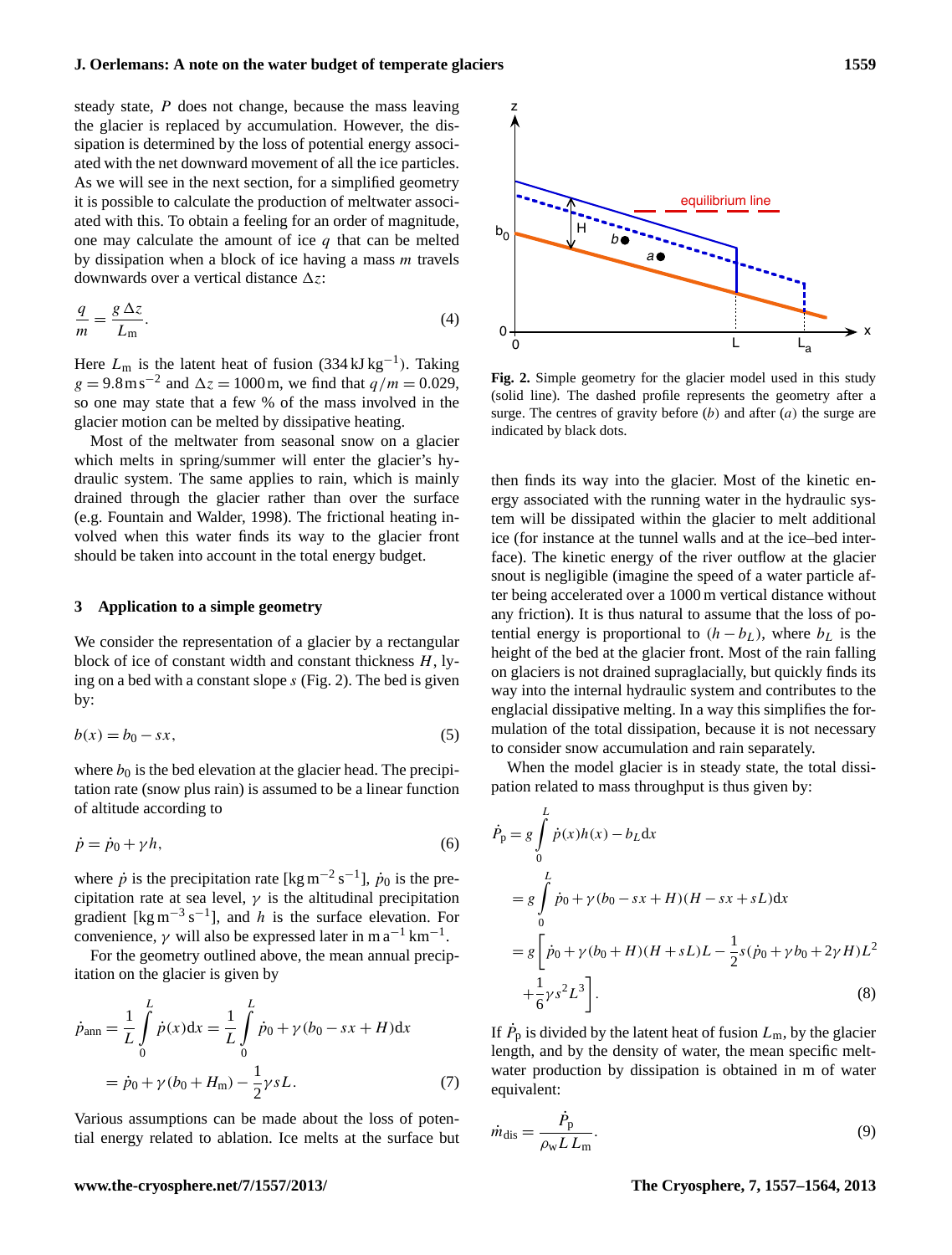steady state, $P$ does not change, because the mass leaving the glacier is replaced by accumulation. However, the dissipation is determined by the loss of potential energy associated with the net downward movement of all the ice particles. As we will see in the next section, for a simplified geometry it is possible to calculate the production of meltwater associated with this. To obtain a feeling for an order of magnitude, one may calculate the amount of ice $q$ that can be melted by dissipation when a block of ice having a mass $m$ travels downwards over a vertical distance $\Delta z$:

$$\frac{q}{m} = \frac{g\,\Delta z}{L_\mathrm{m}}. \tag{4}$$

Here $L_\mathrm{m}$ is the latent heat of fusion ($334\,\mathrm{kJ\,kg^{-1}}$). Taking $g = 9.8\,\mathrm{m\,s^{-2}}$ and $\Delta z = 1000\,\mathrm{m}$, we find that $q/m = 0.029$, so one may state that a few % of the mass involved in the glacier motion can be melted by dissipative heating.

Most of the meltwater from seasonal snow on a glacier which melts in spring/summer will enter the glacier's hydraulic system. The same applies to rain, which is mainly drained through the glacier rather than over the surface (e.g. Fountain and Walder, 1998). The frictional heating involved when this water finds its way to the glacier front should be taken into account in the total energy budget.

## 3 Application to a simple geometry

We consider the representation of a glacier by a rectangular block of ice of constant width and constant thickness $H$, lying on a bed with a constant slope $s$ (Fig. 2). The bed is given by:

$$b(x) = b_0 - sx, \tag{5}$$

where $b_0$ is the bed elevation at the glacier head. The precipitation rate (snow plus rain) is assumed to be a linear function of altitude according to

$$\dot{p} = \dot{p}_0 + \gamma h, \tag{6}$$

where $\dot{p}$ is the precipitation rate [$\mathrm{kg\,m^{-2}\,s^{-1}}$], $\dot{p}_0$ is the precipitation rate at sea level, $\gamma$ is the altitudinal precipitation gradient [$\mathrm{kg\,m^{-3}\,s^{-1}}$], and $h$ is the surface elevation. For convenience, $\gamma$ will also be expressed later in $\mathrm{m\,a^{-1}\,km^{-1}}$.

For the geometry outlined above, the mean annual precipitation on the glacier is given by

$$\dot{p}_\mathrm{ann} = \frac{1}{L}\int_0^L \dot{p}(x)\mathrm{d}x = \frac{1}{L}\int_0^L \dot{p}_0 + \gamma(b_0 - sx + H)\mathrm{d}x$$
$$= \dot{p}_0 + \gamma(b_0 + H_\mathrm{m}) - \frac{1}{2}\gamma s L. \tag{7}$$

Various assumptions can be made about the loss of potential energy related to ablation. Ice melts at the surface but then finds its way into the glacier. Most of the kinetic energy associated with the running water in the hydraulic system will be dissipated within the glacier to melt additional ice (for instance at the tunnel walls and at the ice–bed interface). The kinetic energy of the river outflow at the glacier snout is negligible (imagine the speed of a water particle after being accelerated over a 1000 m vertical distance without any friction). It is thus natural to assume that the loss of potential energy is proportional to $(h - b_L)$, where $b_L$ is the height of the bed at the glacier front. Most of the rain falling on glaciers is not drained supraglacially, but quickly finds its way into the internal hydraulic system and contributes to the englacial dissipative melting. In a way this simplifies the formulation of the total dissipation, because it is not necessary to consider snow accumulation and rain separately.

**Fig. 2.** Simple geometry for the glacier model used in this study (solid line). The dashed profile represents the geometry after a surge. The centres of gravity before ($b$) and after ($a$) the surge are indicated by black dots.

When the model glacier is in steady state, the total dissipation related to mass throughput is thus given by:

$$\dot{P}_\mathrm{p} = g\int_0^L \dot{p}(x)h(x) - b_L\mathrm{d}x$$
$$= g\int_0^L \dot{p}_0 + \gamma(b_0 - sx + H)(H - sx + sL)\mathrm{d}x$$
$$= g\left[\dot{p}_0 + \gamma(b_0 + H)(H + sL)L - \frac{1}{2}s(\dot{p}_0 + \gamma b_0 + 2\gamma H)L^2 + \frac{1}{6}\gamma s^2 L^3\right]. \tag{8}$$

If $\dot{P}_\mathrm{p}$ is divided by the latent heat of fusion $L_\mathrm{m}$, by the glacier length, and by the density of water, the mean specific meltwater production by dissipation is obtained in m of water equivalent:

$$\dot{m}_\mathrm{dis} = \frac{\dot{P}_\mathrm{p}}{\rho_\mathrm{w} L\, L_\mathrm{m}}. \tag{9}$$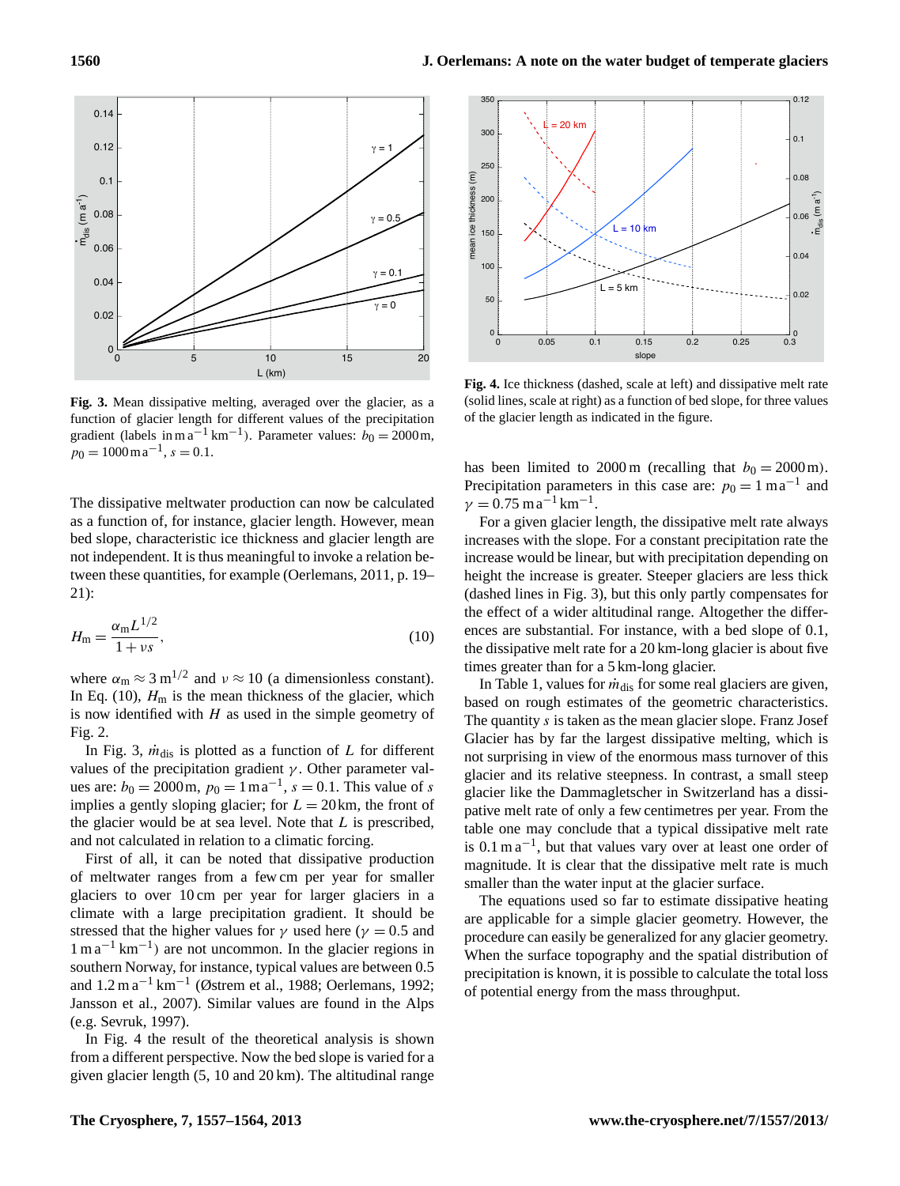**Fig. 3.** Mean dissipative melting, averaged over the glacier, as a function of glacier length for different values of the precipitation gradient (labels in $\mathrm{m\,a^{-1}\,km^{-1}}$). Parameter values: $b_0 = 2000\,\mathrm{m}$, $p_0 = 1000\,\mathrm{m\,a^{-1}}$, $s = 0.1$.

The dissipative meltwater production can now be calculated as a function of, for instance, glacier length. However, mean bed slope, characteristic ice thickness and glacier length are not independent. It is thus meaningful to invoke a relation between these quantities, for example (Oerlemans, 2011, p. 19–21):

$$H_\mathrm{m} = \frac{\alpha_\mathrm{m} L^{1/2}}{1 + \nu s}, \tag{10}$$

where $\alpha_\mathrm{m} \approx 3\,\mathrm{m}^{1/2}$ and $\nu \approx 10$ (a dimensionless constant). In Eq. (10), $H_\mathrm{m}$ is the mean thickness of the glacier, which is now identified with $H$ as used in the simple geometry of Fig. 2.

In Fig. 3, $\dot{m}_\mathrm{dis}$ is plotted as a function of $L$ for different values of the precipitation gradient $\gamma$. Other parameter values are: $b_0 = 2000\,\mathrm{m}$, $p_0 = 1\,\mathrm{m\,a^{-1}}$, $s = 0.1$. This value of $s$ implies a gently sloping glacier; for $L = 20\,\mathrm{km}$, the front of the glacier would be at sea level. Note that $L$ is prescribed, and not calculated in relation to a climatic forcing.

First of all, it can be noted that dissipative production of meltwater ranges from a few cm per year for smaller glaciers to over 10 cm per year for larger glaciers in a climate with a large precipitation gradient. It should be stressed that the higher values for $\gamma$ used here ($\gamma = 0.5$ and $1\,\mathrm{m\,a^{-1}\,km^{-1}}$) are not uncommon. In the glacier regions in southern Norway, for instance, typical values are between 0.5 and $1.2\,\mathrm{m\,a^{-1}\,km^{-1}}$ (Østrem et al., 1988; Oerlemans, 1992; Jansson et al., 2007). Similar values are found in the Alps (e.g. Sevruk, 1997).

In Fig. 4 the result of the theoretical analysis is shown from a different perspective. Now the bed slope is varied for a given glacier length (5, 10 and 20 km). The altitudinal range has been limited to 2000 m (recalling that $b_0 = 2000\,\mathrm{m}$). Precipitation parameters in this case are: $p_0 = 1\,\mathrm{m\,a^{-1}}$ and $\gamma = 0.75\,\mathrm{m\,a^{-1}\,km^{-1}}$.

**Fig. 4.** Ice thickness (dashed, scale at left) and dissipative melt rate (solid lines, scale at right) as a function of bed slope, for three values of the glacier length as indicated in the figure.

For a given glacier length, the dissipative melt rate always increases with the slope. For a constant precipitation rate the increase would be linear, but with precipitation depending on height the increase is greater. Steeper glaciers are less thick (dashed lines in Fig. 3), but this only partly compensates for the effect of a wider altitudinal range. Altogether the differences are substantial. For instance, with a bed slope of 0.1, the dissipative melt rate for a 20 km-long glacier is about five times greater than for a 5 km-long glacier.

In Table 1, values for $\dot{m}_\mathrm{dis}$ for some real glaciers are given, based on rough estimates of the geometric characteristics. The quantity $s$ is taken as the mean glacier slope. Franz Josef Glacier has by far the largest dissipative melting, which is not surprising in view of the enormous mass turnover of this glacier and its relative steepness. In contrast, a small steep glacier like the Dammagletscher in Switzerland has a dissipative melt rate of only a few centimetres per year. From the table one may conclude that a typical dissipative melt rate is $0.1\,\mathrm{m\,a^{-1}}$, but that values vary over at least one order of magnitude. It is clear that the dissipative melt rate is much smaller than the water input at the glacier surface.

The equations used so far to estimate dissipative heating are applicable for a simple glacier geometry. However, the procedure can easily be generalized for any glacier geometry. When the surface topography and the spatial distribution of precipitation is known, it is possible to calculate the total loss of potential energy from the mass throughput.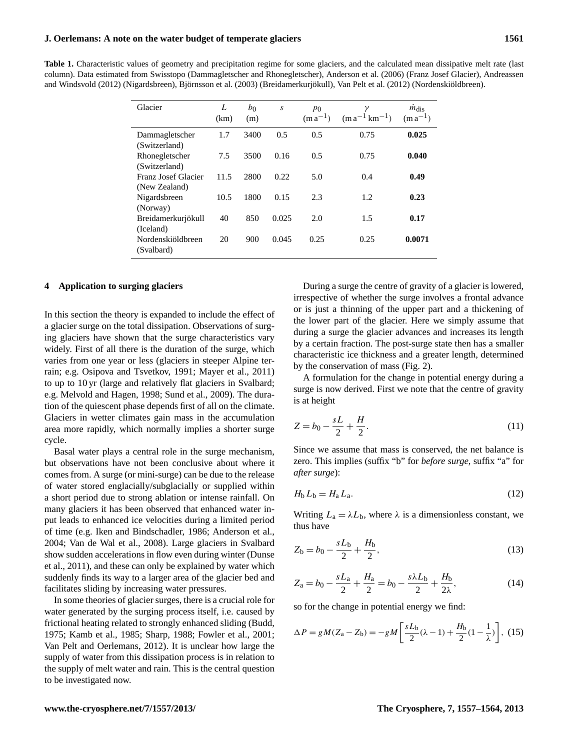**Table 1.** Characteristic values of geometry and precipitation regime for some glaciers, and the calculated mean dissipative melt rate (last column). Data estimated from Swisstopo (Dammagletscher and Rhonegletscher), Anderson et al. (2006) (Franz Josef Glacier), Andreassen and Windsvold (2012) (Nigardsbreen), Björnsson et al. (2003) (Breidamerkurjökull), Van Pelt et al. (2012) (Nordenskiöldbreen).

| Glacier | $L$ (km) | $b_0$ (m) | $s$ | $p_0$ $(\mathrm{m\,a^{-1}})$ | $\gamma$ $(\mathrm{m\,a^{-1}\,km^{-1}})$ | $\dot{m}_{\mathrm{dis}}$ $(\mathrm{m\,a^{-1}})$ |
|---|---|---|---|---|---|---|
| Dammagletscher (Switzerland) | 1.7 | 3400 | 0.5 | 0.5 | 0.75 | **0.025** |
| Rhonegletscher (Switzerland) | 7.5 | 3500 | 0.16 | 0.5 | 0.75 | **0.040** |
| Franz Josef Glacier (New Zealand) | 11.5 | 2800 | 0.22 | 5.0 | 0.4 | **0.49** |
| Nigardsbreen (Norway) | 10.5 | 1800 | 0.15 | 2.3 | 1.2 | **0.23** |
| Breidamerkurjökull (Iceland) | 40 | 850 | 0.025 | 2.0 | 1.5 | **0.17** |
| Nordenskiöldbreen (Svalbard) | 20 | 900 | 0.045 | 0.25 | 0.25 | **0.0071** |

## 4 Application to surging glaciers

In this section the theory is expanded to include the effect of a glacier surge on the total dissipation. Observations of surging glaciers have shown that the surge characteristics vary widely. First of all there is the duration of the surge, which varies from one year or less (glaciers in steeper Alpine terrain; e.g. Osipova and Tsvetkov, 1991; Mayer et al., 2011) to up to 10 yr (large and relatively flat glaciers in Svalbard; e.g. Melvold and Hagen, 1998; Sund et al., 2009). The duration of the quiescent phase depends first of all on the climate. Glaciers in wetter climates gain mass in the accumulation area more rapidly, which normally implies a shorter surge cycle.

Basal water plays a central role in the surge mechanism, but observations have not been conclusive about where it comes from. A surge (or mini-surge) can be due to the release of water stored englacially/subglacially or supplied within a short period due to strong ablation or intense rainfall. On many glaciers it has been observed that enhanced water input leads to enhanced ice velocities during a limited period of time (e.g. Iken and Bindschadler, 1986; Anderson et al., 2004; Van de Wal et al., 2008). Large glaciers in Svalbard show sudden accelerations in flow even during winter (Dunse et al., 2011), and these can only be explained by water which suddenly finds its way to a larger area of the glacier bed and facilitates sliding by increasing water pressures.

In some theories of glacier surges, there is a crucial role for water generated by the surging process itself, i.e. caused by frictional heating related to strongly enhanced sliding (Budd, 1975; Kamb et al., 1985; Sharp, 1988; Fowler et al., 2001; Van Pelt and Oerlemans, 2012). It is unclear how large the supply of water from this dissipation process is in relation to the supply of melt water and rain. This is the central question to be investigated now.

During a surge the centre of gravity of a glacier is lowered, irrespective of whether the surge involves a frontal advance or is just a thinning of the upper part and a thickening of the lower part of the glacier. Here we simply assume that during a surge the glacier advances and increases its length by a certain fraction. The post-surge state then has a smaller characteristic ice thickness and a greater length, determined by the conservation of mass (Fig. 2).

A formulation for the change in potential energy during a surge is now derived. First we note that the centre of gravity is at height

$$Z = b_0 - \frac{sL}{2} + \frac{H}{2}. \tag{11}$$

Since we assume that mass is conserved, the net balance is zero. This implies (suffix "b" for *before surge*, suffix "a" for *after surge*):

$$H_\mathrm{b} L_\mathrm{b} = H_\mathrm{a} L_\mathrm{a}. \tag{12}$$

Writing $L_\mathrm{a} = \lambda L_\mathrm{b}$, where $\lambda$ is a dimensionless constant, we thus have

$$Z_\mathrm{b} = b_0 - \frac{sL_\mathrm{b}}{2} + \frac{H_\mathrm{b}}{2}, \tag{13}$$

$$Z_\mathrm{a} = b_0 - \frac{sL_\mathrm{a}}{2} + \frac{H_\mathrm{a}}{2} = b_0 - \frac{s\lambda L_\mathrm{b}}{2} + \frac{H_\mathrm{b}}{2\lambda}, \tag{14}$$

so for the change in potential energy we find:

$$\Delta P = gM(Z_\mathrm{a} - Z_\mathrm{b}) = -gM\left[\frac{sL_\mathrm{b}}{2}(\lambda - 1) + \frac{H_\mathrm{b}}{2}(1 - \frac{1}{\lambda})\right], \tag{15}$$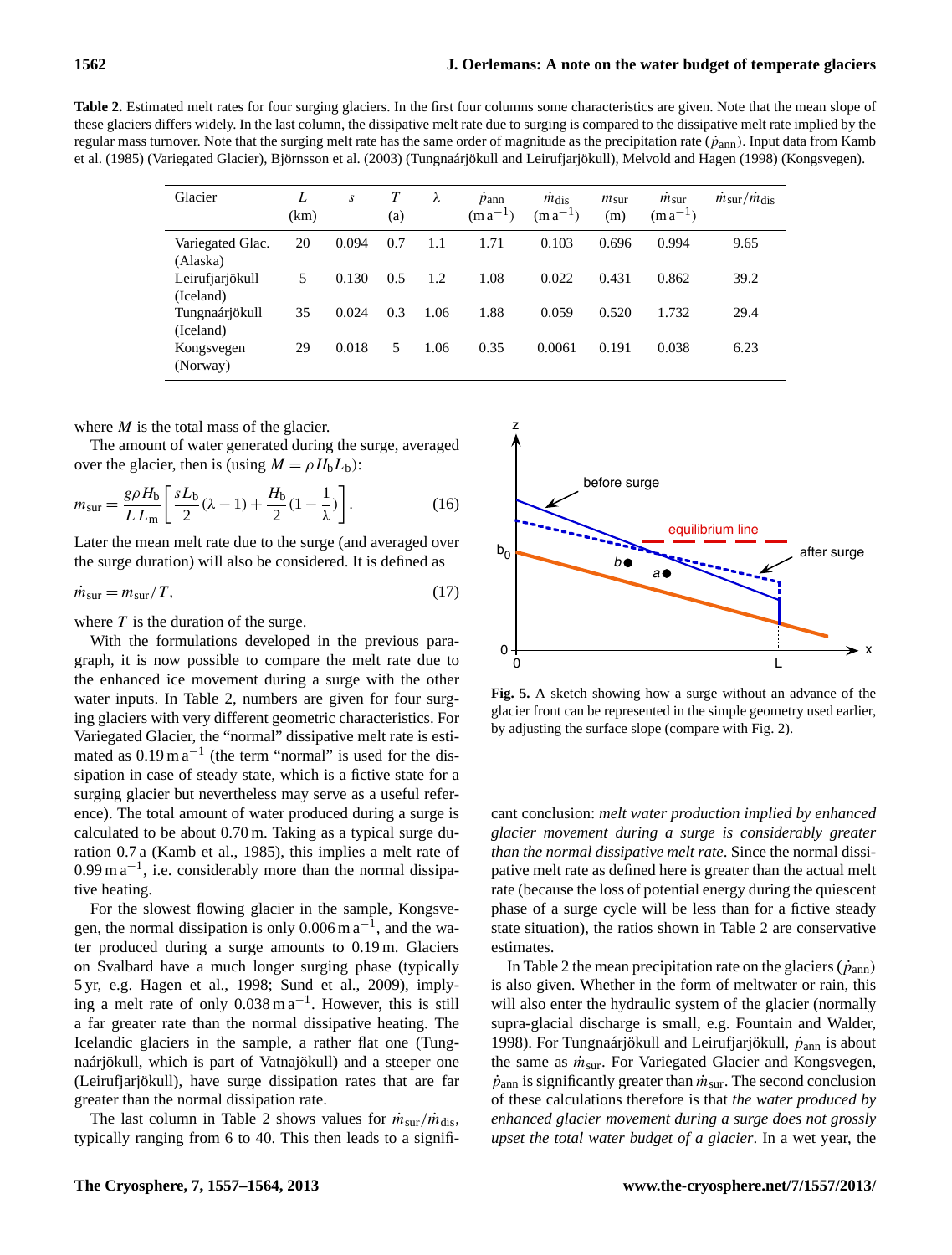**Table 2.** Estimated melt rates for four surging glaciers. In the first four columns some characteristics are given. Note that the mean slope of these glaciers differs widely. In the last column, the dissipative melt rate due to surging is compared to the dissipative melt rate implied by the regular mass turnover. Note that the surging melt rate has the same order of magnitude as the precipitation rate ($\dot{p}_{\mathrm{ann}}$). Input data from Kamb et al. (1985) (Variegated Glacier), Björnsson et al. (2003) (Tungnaárjökull and Leirufjarjökull), Melvold and Hagen (1998) (Kongsvegen).

| Glacier | $L$ (km) | $s$ | $T$ (a) | $\lambda$ | $\dot{p}_{\mathrm{ann}}$ ($\mathrm{m\,a^{-1}}$) | $\dot{m}_{\mathrm{dis}}$ ($\mathrm{m\,a^{-1}}$) | $m_{\mathrm{sur}}$ (m) | $\dot{m}_{\mathrm{sur}}$ ($\mathrm{m\,a^{-1}}$) | $\dot{m}_{\mathrm{sur}}/\dot{m}_{\mathrm{dis}}$ |
|---|---|---|---|---|---|---|---|---|---|
| Variegated Glac. (Alaska) | 20 | 0.094 | 0.7 | 1.1 | 1.71 | 0.103 | 0.696 | 0.994 | 9.65 |
| Leirufjarjökull (Iceland) | 5 | 0.130 | 0.5 | 1.2 | 1.08 | 0.022 | 0.431 | 0.862 | 39.2 |
| Tungnaárjökull (Iceland) | 35 | 0.024 | 0.3 | 1.06 | 1.88 | 0.059 | 0.520 | 1.732 | 29.4 |
| Kongsvegen (Norway) | 29 | 0.018 | 5 | 1.06 | 0.35 | 0.0061 | 0.191 | 0.038 | 6.23 |

where $M$ is the total mass of the glacier.

The amount of water generated during the surge, averaged over the glacier, then is (using $M = \rho H_{\mathrm{b}} L_{\mathrm{b}}$):

$$m_{\mathrm{sur}} = \frac{g\rho H_{\mathrm{b}}}{L\,L_{\mathrm{m}}}\left[\frac{sL_{\mathrm{b}}}{2}(\lambda - 1) + \frac{H_{\mathrm{b}}}{2}\left(1 - \frac{1}{\lambda}\right)\right]. \tag{16}$$

Later the mean melt rate due to the surge (and averaged over the surge duration) will also be considered. It is defined as

$$\dot{m}_{\mathrm{sur}} = m_{\mathrm{sur}}/T, \tag{17}$$

where $T$ is the duration of the surge.

With the formulations developed in the previous paragraph, it is now possible to compare the melt rate due to the enhanced ice movement during a surge with the other water inputs. In Table 2, numbers are given for four surging glaciers with very different geometric characteristics. For Variegated Glacier, the "normal" dissipative melt rate is estimated as $0.19\,\mathrm{m\,a^{-1}}$ (the term "normal" is used for the dissipation in case of steady state, which is a fictive state for a surging glacier but nevertheless may serve as a useful reference). The total amount of water produced during a surge is calculated to be about 0.70 m. Taking as a typical surge duration 0.7 a (Kamb et al., 1985), this implies a melt rate of $0.99\,\mathrm{m\,a^{-1}}$, i.e. considerably more than the normal dissipative heating.

For the slowest flowing glacier in the sample, Kongsvegen, the normal dissipation is only $0.006\,\mathrm{m\,a^{-1}}$, and the water produced during a surge amounts to 0.19 m. Glaciers on Svalbard have a much longer surging phase (typically 5 yr, e.g. Hagen et al., 1998; Sund et al., 2009), implying a melt rate of only $0.038\,\mathrm{m\,a^{-1}}$. However, this is still a far greater rate than the normal dissipative heating. The Icelandic glaciers in the sample, a rather flat one (Tungnaárjökull, which is part of Vatnajökull) and a steeper one (Leirufjarjökull), have surge dissipation rates that are far greater than the normal dissipation rate.

The last column in Table 2 shows values for $\dot{m}_{\mathrm{sur}}/\dot{m}_{\mathrm{dis}}$, typically ranging from 6 to 40. This then leads to a significant conclusion: *melt water production implied by enhanced glacier movement during a surge is considerably greater than the normal dissipative melt rate*. Since the normal dissipative melt rate as defined here is greater than the actual melt rate (because the loss of potential energy during the quiescent phase of a surge cycle will be less than for a fictive steady state situation), the ratios shown in Table 2 are conservative estimates.

**Fig. 5.** A sketch showing how a surge without an advance of the glacier front can be represented in the simple geometry used earlier, by adjusting the surface slope (compare with Fig. 2).

In Table 2 the mean precipitation rate on the glaciers ($\dot{p}_{\mathrm{ann}}$) is also given. Whether in the form of meltwater or rain, this will also enter the hydraulic system of the glacier (normally supra-glacial discharge is small, e.g. Fountain and Walder, 1998). For Tungnaárjökull and Leirufjarjökull, $\dot{p}_{\mathrm{ann}}$ is about the same as $\dot{m}_{\mathrm{sur}}$. For Variegated Glacier and Kongsvegen, $\dot{p}_{\mathrm{ann}}$ is significantly greater than $\dot{m}_{\mathrm{sur}}$. The second conclusion of these calculations therefore is that *the water produced by enhanced glacier movement during a surge does not grossly upset the total water budget of a glacier*. In a wet year, the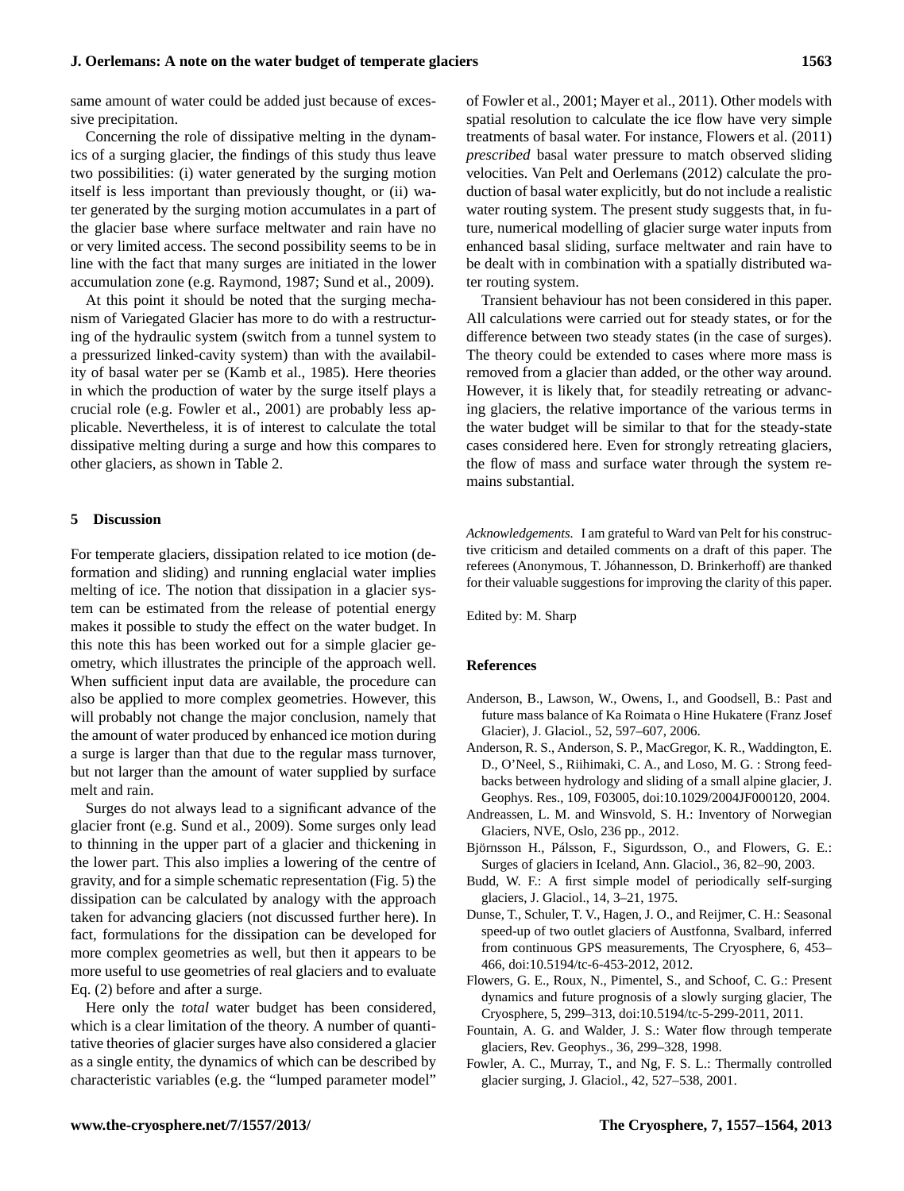same amount of water could be added just because of excessive precipitation.

Concerning the role of dissipative melting in the dynamics of a surging glacier, the findings of this study thus leave two possibilities: (i) water generated by the surging motion itself is less important than previously thought, or (ii) water generated by the surging motion accumulates in a part of the glacier base where surface meltwater and rain have no or very limited access. The second possibility seems to be in line with the fact that many surges are initiated in the lower accumulation zone (e.g. Raymond, 1987; Sund et al., 2009).

At this point it should be noted that the surging mechanism of Variegated Glacier has more to do with a restructuring of the hydraulic system (switch from a tunnel system to a pressurized linked-cavity system) than with the availability of basal water per se (Kamb et al., 1985). Here theories in which the production of water by the surge itself plays a crucial role (e.g. Fowler et al., 2001) are probably less applicable. Nevertheless, it is of interest to calculate the total dissipative melting during a surge and how this compares to other glaciers, as shown in Table 2.

## 5 Discussion

For temperate glaciers, dissipation related to ice motion (deformation and sliding) and running englacial water implies melting of ice. The notion that dissipation in a glacier system can be estimated from the release of potential energy makes it possible to study the effect on the water budget. In this note this has been worked out for a simple glacier geometry, which illustrates the principle of the approach well. When sufficient input data are available, the procedure can also be applied to more complex geometries. However, this will probably not change the major conclusion, namely that the amount of water produced by enhanced ice motion during a surge is larger than that due to the regular mass turnover, but not larger than the amount of water supplied by surface melt and rain.

Surges do not always lead to a significant advance of the glacier front (e.g. Sund et al., 2009). Some surges only lead to thinning in the upper part of a glacier and thickening in the lower part. This also implies a lowering of the centre of gravity, and for a simple schematic representation (Fig. 5) the dissipation can be calculated by analogy with the approach taken for advancing glaciers (not discussed further here). In fact, formulations for the dissipation can be developed for more complex geometries as well, but then it appears to be more useful to use geometries of real glaciers and to evaluate Eq. (2) before and after a surge.

Here only the *total* water budget has been considered, which is a clear limitation of the theory. A number of quantitative theories of glacier surges have also considered a glacier as a single entity, the dynamics of which can be described by characteristic variables (e.g. the "lumped parameter model" of Fowler et al., 2001; Mayer et al., 2011). Other models with spatial resolution to calculate the ice flow have very simple treatments of basal water. For instance, Flowers et al. (2011) *prescribed* basal water pressure to match observed sliding velocities. Van Pelt and Oerlemans (2012) calculate the production of basal water explicitly, but do not include a realistic water routing system. The present study suggests that, in future, numerical modelling of glacier surge water inputs from enhanced basal sliding, surface meltwater and rain have to be dealt with in combination with a spatially distributed water routing system.

Transient behaviour has not been considered in this paper. All calculations were carried out for steady states, or for the difference between two steady states (in the case of surges). The theory could be extended to cases where more mass is removed from a glacier than added, or the other way around. However, it is likely that, for steadily retreating or advancing glaciers, the relative importance of the various terms in the water budget will be similar to that for the steady-state cases considered here. Even for strongly retreating glaciers, the flow of mass and surface water through the system remains substantial.

*Acknowledgements.* I am grateful to Ward van Pelt for his constructive criticism and detailed comments on a draft of this paper. The referees (Anonymous, T. Jóhannesson, D. Brinkerhoff) are thanked for their valuable suggestions for improving the clarity of this paper.

Edited by: M. Sharp

## References

Anderson, B., Lawson, W., Owens, I., and Goodsell, B.: Past and future mass balance of Ka Roimata o Hine Hukatere (Franz Josef Glacier), J. Glaciol., 52, 597–607, 2006.

Anderson, R. S., Anderson, S. P., MacGregor, K. R., Waddington, E. D., O'Neel, S., Riihimaki, C. A., and Loso, M. G. : Strong feedbacks between hydrology and sliding of a small alpine glacier, J. Geophys. Res., 109, F03005, doi:10.1029/2004JF000120, 2004.

Andreassen, L. M. and Winsvold, S. H.: Inventory of Norwegian Glaciers, NVE, Oslo, 236 pp., 2012.

Björnsson H., Pálsson, F., Sigurdsson, O., and Flowers, G. E.: Surges of glaciers in Iceland, Ann. Glaciol., 36, 82–90, 2003.

Budd, W. F.: A first simple model of periodically self-surging glaciers, J. Glaciol., 14, 3–21, 1975.

Dunse, T., Schuler, T. V., Hagen, J. O., and Reijmer, C. H.: Seasonal speed-up of two outlet glaciers of Austfonna, Svalbard, inferred from continuous GPS measurements, The Cryosphere, 6, 453–466, doi:10.5194/tc-6-453-2012, 2012.

Flowers, G. E., Roux, N., Pimentel, S., and Schoof, C. G.: Present dynamics and future prognosis of a slowly surging glacier, The Cryosphere, 5, 299–313, doi:10.5194/tc-5-299-2011, 2011.

Fountain, A. G. and Walder, J. S.: Water flow through temperate glaciers, Rev. Geophys., 36, 299–328, 1998.

Fowler, A. C., Murray, T., and Ng, F. S. L.: Thermally controlled glacier surging, J. Glaciol., 42, 527–538, 2001.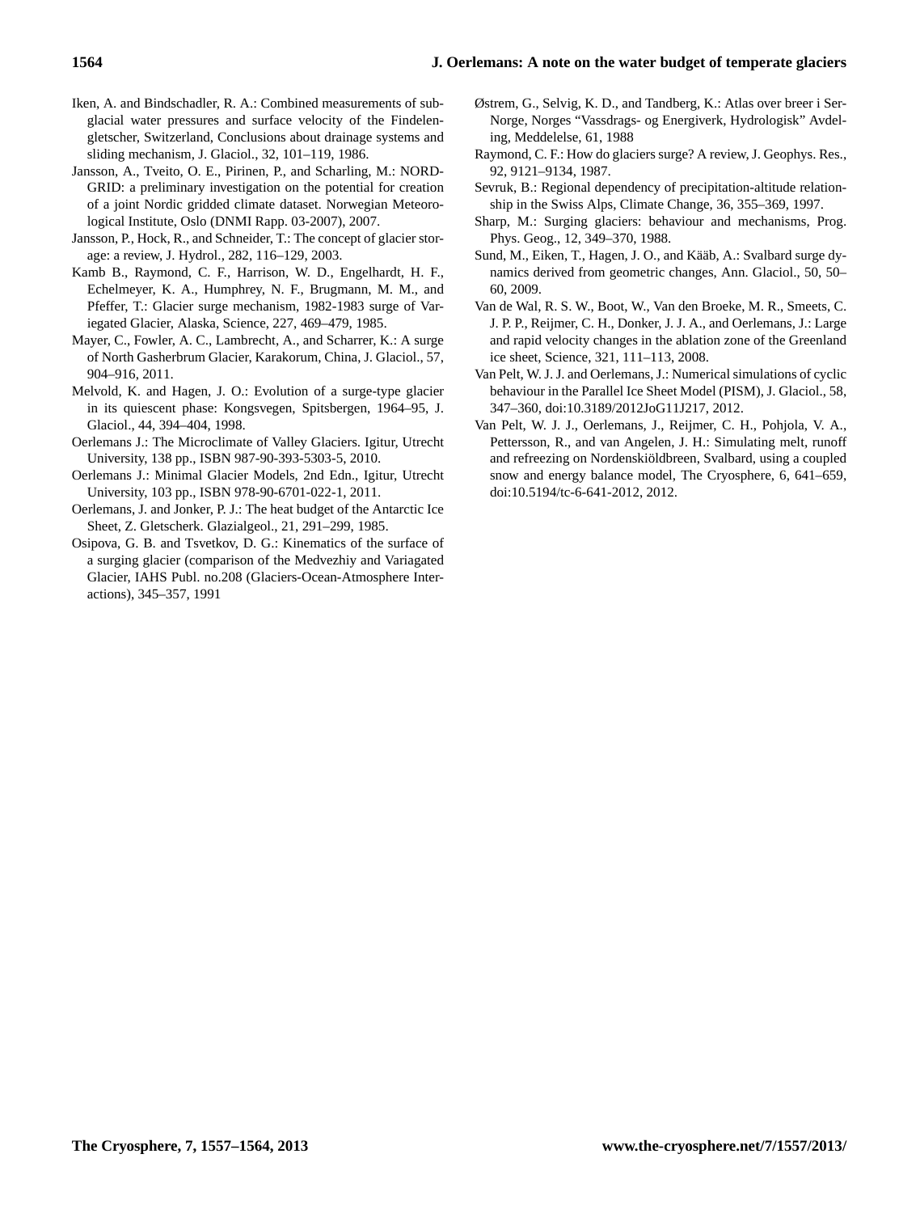Iken, A. and Bindschadler, R. A.: Combined measurements of subglacial water pressures and surface velocity of the Findelengletscher, Switzerland, Conclusions about drainage systems and sliding mechanism, J. Glaciol., 32, 101–119, 1986.

Jansson, A., Tveito, O. E., Pirinen, P., and Scharling, M.: NORDGRID: a preliminary investigation on the potential for creation of a joint Nordic gridded climate dataset. Norwegian Meteorological Institute, Oslo (DNMI Rapp. 03-2007), 2007.

Jansson, P., Hock, R., and Schneider, T.: The concept of glacier storage: a review, J. Hydrol., 282, 116–129, 2003.

Kamb B., Raymond, C. F., Harrison, W. D., Engelhardt, H. F., Echelmeyer, K. A., Humphrey, N. F., Brugmann, M. M., and Pfeffer, T.: Glacier surge mechanism, 1982-1983 surge of Variegated Glacier, Alaska, Science, 227, 469–479, 1985.

Mayer, C., Fowler, A. C., Lambrecht, A., and Scharrer, K.: A surge of North Gasherbrum Glacier, Karakorum, China, J. Glaciol., 57, 904–916, 2011.

Melvold, K. and Hagen, J. O.: Evolution of a surge-type glacier in its quiescent phase: Kongsvegen, Spitsbergen, 1964–95, J. Glaciol., 44, 394–404, 1998.

Oerlemans J.: The Microclimate of Valley Glaciers. Igitur, Utrecht University, 138 pp., ISBN 987-90-393-5303-5, 2010.

Oerlemans J.: Minimal Glacier Models, 2nd Edn., Igitur, Utrecht University, 103 pp., ISBN 978-90-6701-022-1, 2011.

Oerlemans, J. and Jonker, P. J.: The heat budget of the Antarctic Ice Sheet, Z. Gletscherk. Glazialgeol., 21, 291–299, 1985.

Osipova, G. B. and Tsvetkov, D. G.: Kinematics of the surface of a surging glacier (comparison of the Medvezhiy and Variagated Glacier, IAHS Publ. no.208 (Glaciers-Ocean-Atmosphere Interactions), 345–357, 1991

Østrem, G., Selvig, K. D., and Tandberg, K.: Atlas over breer i Sør-Norge, Norges "Vassdrags- og Energiverk, Hydrologisk" Avdeling, Meddelelse, 61, 1988

Raymond, C. F.: How do glaciers surge? A review, J. Geophys. Res., 92, 9121–9134, 1987.

Sevruk, B.: Regional dependency of precipitation-altitude relationship in the Swiss Alps, Climate Change, 36, 355–369, 1997.

Sharp, M.: Surging glaciers: behaviour and mechanisms, Prog. Phys. Geog., 12, 349–370, 1988.

Sund, M., Eiken, T., Hagen, J. O., and Kääb, A.: Svalbard surge dynamics derived from geometric changes, Ann. Glaciol., 50, 50–60, 2009.

Van de Wal, R. S. W., Boot, W., Van den Broeke, M. R., Smeets, C. J. P. P., Reijmer, C. H., Donker, J. J. A., and Oerlemans, J.: Large and rapid velocity changes in the ablation zone of the Greenland ice sheet, Science, 321, 111–113, 2008.

Van Pelt, W. J. J. and Oerlemans, J.: Numerical simulations of cyclic behaviour in the Parallel Ice Sheet Model (PISM), J. Glaciol., 58, 347–360, doi:10.3189/2012JoG11J217, 2012.

Van Pelt, W. J. J., Oerlemans, J., Reijmer, C. H., Pohjola, V. A., Pettersson, R., and van Angelen, J. H.: Simulating melt, runoff and refreezing on Nordenskiöldbreen, Svalbard, using a coupled snow and energy balance model, The Cryosphere, 6, 641–659, doi:10.5194/tc-6-641-2012, 2012.